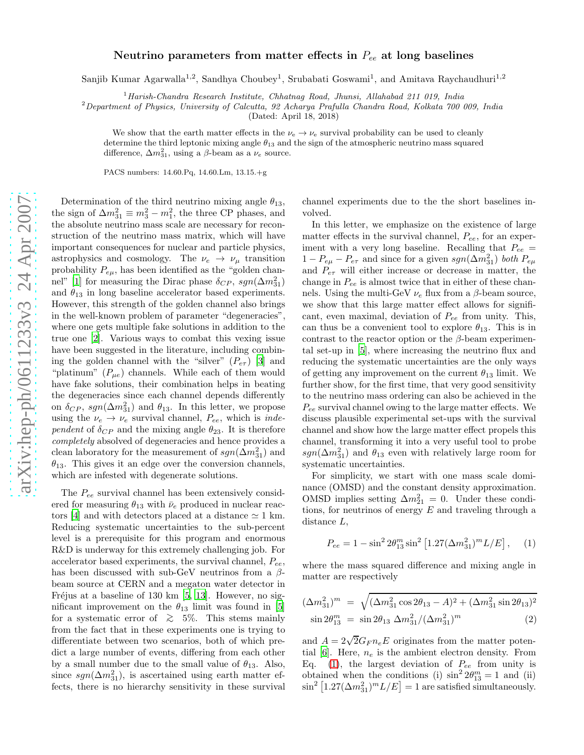# Neutrino parameters from matter effects in $P_{ee}$ at long baselines

Sanjib Kumar Agarwalla[1,2], Sandhya Choubey[1], Srubabati Goswami[1], and Amitava Raychaudhuri[1,2]

[1] *Harish-Chandra Research Institute, Chhatnag Road, Jhunsi, Allahabad 211 019, India*
[2] *Department of Physics, University of Calcutta, 92 Acharya Prafulla Chandra Road, Kolkata 700 009, India*

(Dated: April 18, 2018)

We show that the earth matter effects in the $\nu_e \rightarrow \nu_e$ survival probability can be used to cleanly determine the third leptonic mixing angle $\theta_{13}$ and the sign of the atmospheric neutrino mass squared difference, $\Delta m^2_{31}$, using a $\beta$-beam as a $\nu_e$ source.

PACS numbers: 14.60.Pq, 14.60.Lm, 13.15.+g

Determination of the third neutrino mixing angle $\theta_{13}$, the sign of $\Delta m^2_{31} \equiv m_3^2 - m_1^2$, the three CP phases, and the absolute neutrino mass scale are necessary for reconstruction of the neutrino mass matrix, which will have important consequences for nuclear and particle physics, astrophysics and cosmology. The $\nu_e \rightarrow \nu_\mu$ transition probability $P_{e\mu}$, has been identified as the "golden channel" [1] for measuring the Dirac phase $\delta_{CP}$, $sgn(\Delta m^2_{31})$ and $\theta_{13}$ in long baseline accelerator based experiments. However, this strength of the golden channel also brings in the well-known problem of parameter "degeneracies", where one gets multiple fake solutions in addition to the true one [2]. Various ways to combat this vexing issue have been suggested in the literature, including combining the golden channel with the "silver" ($P_{e\tau}$) [3] and "platinum" ($P_{\mu e}$) channels. While each of them would have fake solutions, their combination helps in beating the degeneracies since each channel depends differently on $\delta_{CP}$, $sgn(\Delta m^2_{31})$ and $\theta_{13}$. In this letter, we propose using the $\nu_e \rightarrow \nu_e$ survival channel, $P_{ee}$, which is *independent* of $\delta_{CP}$ and the mixing angle $\theta_{23}$. It is therefore *completely* absolved of degeneracies and hence provides a clean laboratory for the measurement of $sgn(\Delta m^2_{31})$ and $\theta_{13}$. This gives it an edge over the conversion channels, which are infested with degenerate solutions.

The $P_{ee}$ survival channel has been extensively considered for measuring $\theta_{13}$ with $\bar{\nu}_e$ produced in nuclear reactors [4] and with detectors placed at a distance $\simeq 1$ km. Reducing systematic uncertainties to the sub-percent level is a prerequisite for this program and enormous R&D is underway for this extremely challenging job. For accelerator based experiments, the survival channel, $P_{ee}$, has been discussed with sub-GeV neutrinos from a $\beta$-beam source at CERN and a megaton water detector in Fréjus at a baseline of 130 km [5, 13]. However, no significant improvement on the $\theta_{13}$ limit was found in [5] for a systematic error of $\gtrsim 5\%$. This stems mainly from the fact that in these experiments one is trying to differentiate between two scenarios, both of which predict a large number of events, differing from each other by a small number due to the small value of $\theta_{13}$. Also, since $sgn(\Delta m^2_{31})$, is ascertained using earth matter effects, there is no hierarchy sensitivity in these survival channel experiments due to the the short baselines involved.

In this letter, we emphasize on the existence of large matter effects in the survival channel, $P_{ee}$, for an experiment with a very long baseline. Recalling that $P_{ee} = 1 - P_{e\mu} - P_{e\tau}$ and since for a given $sgn(\Delta m^2_{31})$ *both* $P_{e\mu}$ and $P_{e\tau}$ will either increase or decrease in matter, the change in $P_{ee}$ is almost twice that in either of these channels. Using the multi-GeV $\nu_e$ flux from a $\beta$-beam source, we show that this large matter effect allows for significant, even maximal, deviation of $P_{ee}$ from unity. This, can thus be a convenient tool to explore $\theta_{13}$. This is in contrast to the reactor option or the $\beta$-beam experimental set-up in [5], where increasing the neutrino flux and reducing the systematic uncertainties are the only ways of getting any improvement on the current $\theta_{13}$ limit. We further show, for the first time, that very good sensitivity to the neutrino mass ordering can also be achieved in the $P_{ee}$ survival channel owing to the large matter effects. We discuss plausible experimental set-ups with the survival channel and show how the large matter effect propels this channel, transforming it into a very useful tool to probe $sgn(\Delta m^2_{31})$ and $\theta_{13}$ even with relatively large room for systematic uncertainties.

For simplicity, we start with one mass scale dominance (OMSD) and the constant density approximation. OMSD implies setting $\Delta m^2_{21} = 0$. Under these conditions, for neutrinos of energy $E$ and traveling through a distance $L$,

$$P_{ee} = 1 - \sin^2 2\theta^m_{13} \sin^2\left[1.27(\Delta m^2_{31})^m L/E\right], \quad (1)$$

where the mass squared difference and mixing angle in matter are respectively

$$(\Delta m^2_{31})^m = \sqrt{(\Delta m^2_{31}\cos 2\theta_{13} - A)^2 + (\Delta m^2_{31}\sin 2\theta_{13})^2}$$
$$\sin 2\theta^m_{13} = \sin 2\theta_{13}\, \Delta m^2_{31}/(\Delta m^2_{31})^m \quad (2)$$

and $A = 2\sqrt{2}G_F n_e E$ originates from the matter potential [6]. Here, $n_e$ is the ambient electron density. From Eq. (1), the largest deviation of $P_{ee}$ from unity is obtained when the conditions (i) $\sin^2 2\theta^m_{13} = 1$ and (ii) $\sin^2\left[1.27(\Delta m^2_{31})^m L/E\right] = 1$ are satisfied simultaneously.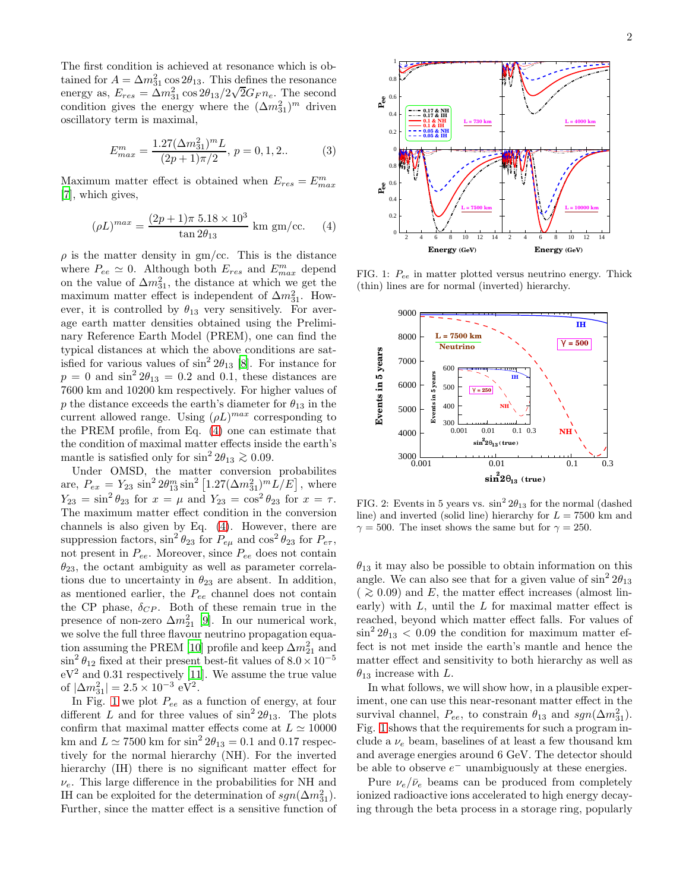The first condition is achieved at resonance which is obtained for $A = \Delta m^2_{31} \cos 2\theta_{13}$. This defines the resonance energy as, $E_{res} = \Delta m^2_{31} \cos 2\theta_{13}/2\sqrt{2} G_F n_e$. The second condition gives the energy where the $(\Delta m^2_{31})^m$ driven oscillatory term is maximal,

$$E^m_{max} = \frac{1.27 (\Delta m^2_{31})^m L}{(2p+1)\pi/2}, \; p = 0, 1, 2.. \tag{3}$$

Maximum matter effect is obtained when $E_{res} = E^m_{max}$ [7], which gives,

$$(\rho L)^{max} = \frac{(2p+1)\pi \; 5.18 \times 10^3}{\tan 2\theta_{13}} \text{ km gm/cc.} \tag{4}$$

$\rho$ is the matter density in gm/cc. This is the distance where $P_{ee} \simeq 0$. Although both $E_{res}$ and $E^m_{max}$ depend on the value of $\Delta m^2_{31}$, the distance at which we get the maximum matter effect is independent of $\Delta m^2_{31}$. However, it is controlled by $\theta_{13}$ very sensitively. For average earth matter densities obtained using the Preliminary Reference Earth Model (PREM), one can find the typical distances at which the above conditions are satisfied for various values of $\sin^2 2\theta_{13}$ [8]. For instance for $p = 0$ and $\sin^2 2\theta_{13} = 0.2$ and 0.1, these distances are 7600 km and 10200 km respectively. For higher values of $p$ the distance exceeds the earth's diameter for $\theta_{13}$ in the current allowed range. Using $(\rho L)^{max}$ corresponding to the PREM profile, from Eq. (4) one can estimate that the condition of maximal matter effects inside the earth's mantle is satisfied only for $\sin^2 2\theta_{13} \gtrsim 0.09$.

Under OMSD, the matter conversion probabilites are, $P_{ex} = Y_{23} \sin^2 2\theta^m_{13} \sin^2 \left[1.27 (\Delta m^2_{31})^m L/E\right]$, where $Y_{23} = \sin^2 \theta_{23}$ for $x = \mu$ and $Y_{23} = \cos^2 \theta_{23}$ for $x = \tau$. The maximum matter effect condition in the conversion channels is also given by Eq. (4). However, there are suppression factors, $\sin^2 \theta_{23}$ for $P_{e\mu}$ and $\cos^2 \theta_{23}$ for $P_{e\tau}$, not present in $P_{ee}$. Moreover, since $P_{ee}$ does not contain $\theta_{23}$, the octant ambiguity as well as parameter correlations due to uncertainty in $\theta_{23}$ are absent. In addition, as mentioned earlier, the $P_{ee}$ channel does not contain the CP phase, $\delta_{CP}$. Both of these remain true in the presence of non-zero $\Delta m^2_{21}$ [9]. In our numerical work, we solve the full three flavour neutrino propagation equation assuming the PREM [10] profile and keep $\Delta m^2_{21}$ and $\sin^2 \theta_{12}$ fixed at their present best-fit values of $8.0 \times 10^{-5}$ eV$^2$ and 0.31 respectively [11]. We assume the true value of $|\Delta m^2_{31}| = 2.5 \times 10^{-3}$ eV$^2$.

In Fig. 1 we plot $P_{ee}$ as a function of energy, at four different $L$ and for three values of $\sin^2 2\theta_{13}$. The plots confirm that maximal matter effects come at $L \simeq 10000$ km and $L \simeq 7500$ km for $\sin^2 2\theta_{13} = 0.1$ and 0.17 respectively for the normal hierarchy (NH). For the inverted hierarchy (IH) there is no significant matter effect for $\nu_e$. This large difference in the probabilities for NH and IH can be exploited for the determination of $sgn(\Delta m^2_{31})$. Further, since the matter effect is a sensitive function of $\theta_{13}$ it may also be possible to obtain information on this angle. We can also see that for a given value of $\sin^2 2\theta_{13}$ ($\gtrsim 0.09$) and $E$, the matter effect increases (almost linearly) with $L$, until the $L$ for maximal matter effect is reached, beyond which matter effect falls. For values of $\sin^2 2\theta_{13} < 0.09$ the condition for maximum matter effect is not met inside the earth's mantle and hence the matter effect and sensitivity to both hierarchy as well as $\theta_{13}$ increase with $L$.

FIG. 1: $P_{ee}$ in matter plotted versus neutrino energy. Thick (thin) lines are for normal (inverted) hierarchy.

FIG. 2: Events in 5 years vs. $\sin^2 2\theta_{13}$ for the normal (dashed line) and inverted (solid line) hierarchy for $L = 7500$ km and $\gamma = 500$. The inset shows the same but for $\gamma = 250$.

In what follows, we will show how, in a plausible experiment, one can use this near-resonant matter effect in the survival channel, $P_{ee}$, to constrain $\theta_{13}$ and $sgn(\Delta m^2_{31})$. Fig. 1 shows that the requirements for such a program include a $\nu_e$ beam, baselines of at least a few thousand km and average energies around 6 GeV. The detector should be able to observe $e^-$ unambiguously at these energies.

Pure $\nu_e/\bar{\nu}_e$ beams can be produced from completely ionized radioactive ions accelerated to high energy decaying through the beta process in a storage ring, popularly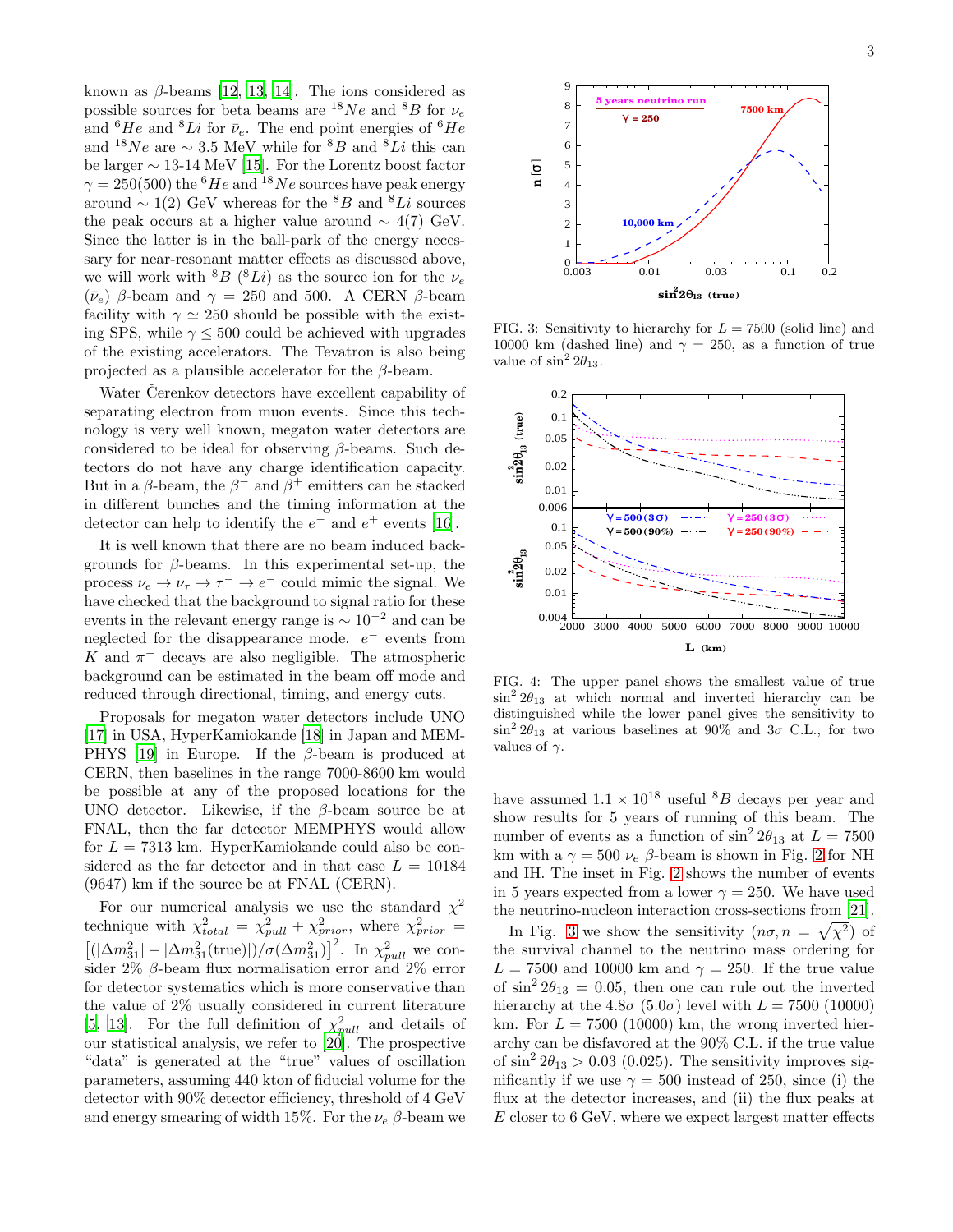known as $\beta$-beams [12, 13, 14]. The ions considered as possible sources for beta beams are $^{18}Ne$ and $^{8}B$ for $\nu_e$ and $^{6}He$ and $^{8}Li$ for $\bar{\nu}_e$. The end point energies of $^{6}He$ and $^{18}Ne$ are $\sim 3.5$ MeV while for $^{8}B$ and $^{8}Li$ this can be larger $\sim$ 13-14 MeV [15]. For the Lorentz boost factor $\gamma = 250(500)$ the $^{6}He$ and $^{18}Ne$ sources have peak energy around $\sim 1(2)$ GeV whereas for the $^{8}B$ and $^{8}Li$ sources the peak occurs at a higher value around $\sim 4(7)$ GeV. Since the latter is in the ball-park of the energy necessary for near-resonant matter effects as discussed above, we will work with $^{8}B$ ($^{8}Li$) as the source ion for the $\nu_e$ ($\bar{\nu}_e$) $\beta$-beam and $\gamma = 250$ and 500. A CERN $\beta$-beam facility with $\gamma \simeq 250$ should be possible with the existing SPS, while $\gamma \leq 500$ could be achieved with upgrades of the existing accelerators. The Tevatron is also being projected as a plausible accelerator for the $\beta$-beam.

Water Čerenkov detectors have excellent capability of separating electron from muon events. Since this technology is very well known, megaton water detectors are considered to be ideal for observing $\beta$-beams. Such detectors do not have any charge identification capacity. But in a $\beta$-beam, the $\beta^-$ and $\beta^+$ emitters can be stacked in different bunches and the timing information at the detector can help to identify the $e^-$ and $e^+$ events [16].

It is well known that there are no beam induced backgrounds for $\beta$-beams. In this experimental set-up, the process $\nu_e \to \nu_\tau \to \tau^- \to e^-$ could mimic the signal. We have checked that the background to signal ratio for these events in the relevant energy range is $\sim 10^{-2}$ and can be neglected for the disappearance mode. $e^-$ events from $K$ and $\pi^-$ decays are also negligible. The atmospheric background can be estimated in the beam off mode and reduced through directional, timing, and energy cuts.

Proposals for megaton water detectors include UNO [17] in USA, HyperKamiokande [18] in Japan and MEMPHYS [19] in Europe. If the $\beta$-beam is produced at CERN, then baselines in the range 7000-8600 km would be possible at any of the proposed locations for the UNO detector. Likewise, if the $\beta$-beam source be at FNAL, then the far detector MEMPHYS would allow for $L = 7313$ km. HyperKamiokande could also be considered as the far detector and in that case $L = 10184$ (9647) km if the source be at FNAL (CERN).

For our numerical analysis we use the standard $\chi^2$ technique with $\chi^2_{total} = \chi^2_{pull} + \chi^2_{prior}$, where $\chi^2_{prior} = \left[(|\Delta m^2_{31}| - |\Delta m^2_{31}(\text{true})|)/\sigma(\Delta m^2_{31})\right]^2$. In $\chi^2_{pull}$ we consider 2% $\beta$-beam flux normalisation error and 2% error for detector systematics which is more conservative than the value of 2% usually considered in current literature [5, 13]. For the full definition of $\chi^2_{pull}$ and details of our statistical analysis, we refer to [20]. The prospective "data" is generated at the "true" values of oscillation parameters, assuming 440 kton of fiducial volume for the detector with 90% detector efficiency, threshold of 4 GeV and energy smearing of width 15%. For the $\nu_e$ $\beta$-beam we have assumed $1.1 \times 10^{18}$ useful $^{8}B$ decays per year and show results for 5 years of running of this beam. The number of events as a function of $\sin^2 2\theta_{13}$ at $L = 7500$ km with a $\gamma = 500$ $\nu_e$ $\beta$-beam is shown in Fig. 2 for NH and IH. The inset in Fig. 2 shows the number of events in 5 years expected from a lower $\gamma = 250$. We have used the neutrino-nucleon interaction cross-sections from [21].

FIG. 3: Sensitivity to hierarchy for $L = 7500$ (solid line) and 10000 km (dashed line) and $\gamma = 250$, as a function of true value of $\sin^2 2\theta_{13}$.

FIG. 4: The upper panel shows the smallest value of true $\sin^2 2\theta_{13}$ at which normal and inverted hierarchy can be distinguished while the lower panel gives the sensitivity to $\sin^2 2\theta_{13}$ at various baselines at 90% and $3\sigma$ C.L., for two values of $\gamma$.

In Fig. 3 we show the sensitivity ($n\sigma, n = \sqrt{\chi^2}$) of the survival channel to the neutrino mass ordering for $L = 7500$ and 10000 km and $\gamma = 250$. If the true value of $\sin^2 2\theta_{13} = 0.05$, then one can rule out the inverted hierarchy at the $4.8\sigma$ ($5.0\sigma$) level with $L = 7500$ (10000) km. For $L = 7500$ (10000) km, the wrong inverted hierarchy can be disfavored at the 90% C.L. if the true value of $\sin^2 2\theta_{13} > 0.03$ (0.025). The sensitivity improves significantly if we use $\gamma = 500$ instead of 250, since (i) the flux at the detector increases, and (ii) the flux peaks at $E$ closer to 6 GeV, where we expect largest matter effects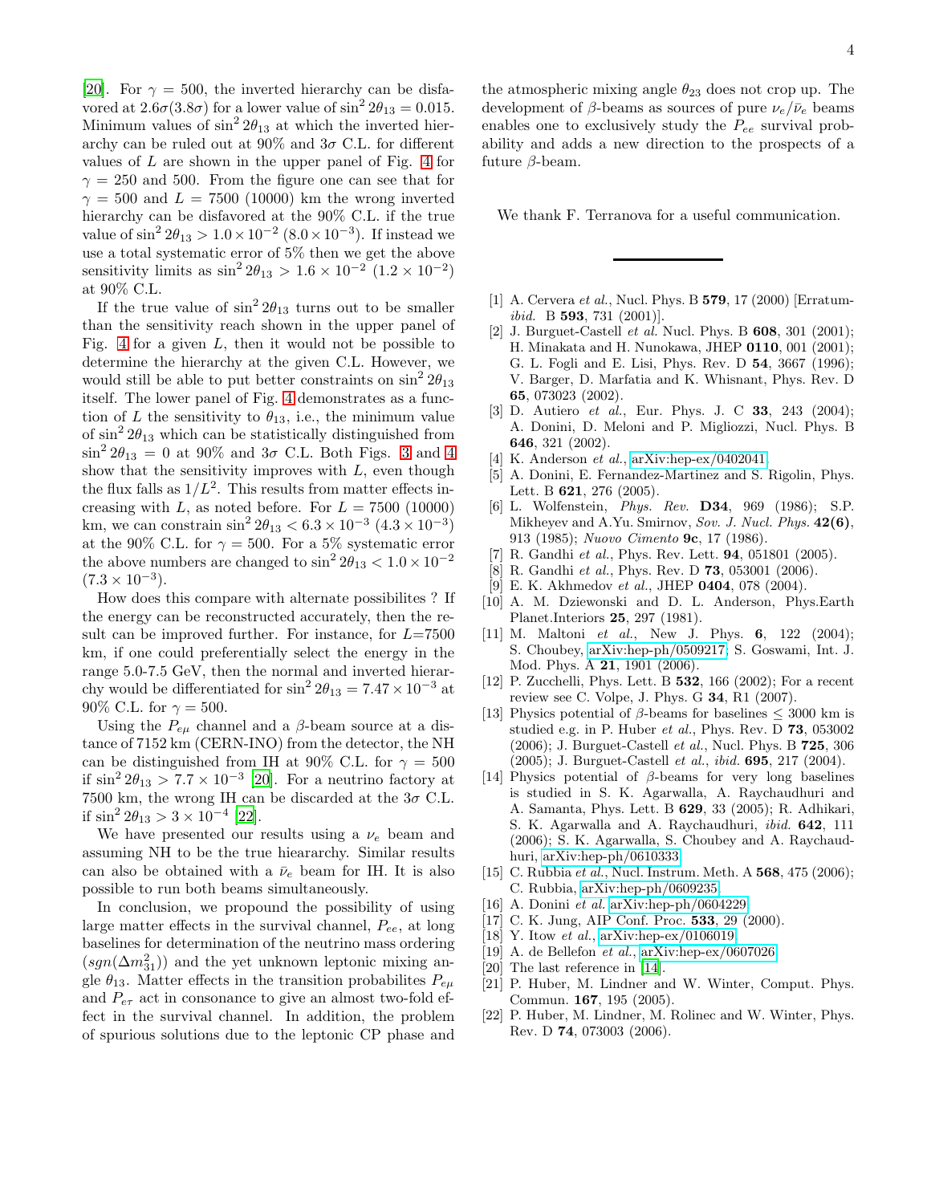[20]. For $\gamma = 500$, the inverted hierarchy can be disfavored at $2.6\sigma(3.8\sigma)$ for a lower value of $\sin^2 2\theta_{13} = 0.015$. Minimum values of $\sin^2 2\theta_{13}$ at which the inverted hierarchy can be ruled out at 90% and $3\sigma$ C.L. for different values of $L$ are shown in the upper panel of Fig. 4 for $\gamma = 250$ and 500. From the figure one can see that for $\gamma = 500$ and $L = 7500$ (10000) km the wrong inverted hierarchy can be disfavored at the 90% C.L. if the true value of $\sin^2 2\theta_{13} > 1.0 \times 10^{-2}$ ($8.0 \times 10^{-3}$). If instead we use a total systematic error of 5% then we get the above sensitivity limits as $\sin^2 2\theta_{13} > 1.6 \times 10^{-2}$ ($1.2 \times 10^{-2}$) at 90% C.L.

If the true value of $\sin^2 2\theta_{13}$ turns out to be smaller than the sensitivity reach shown in the upper panel of Fig. 4 for a given $L$, then it would not be possible to determine the hierarchy at the given C.L. However, we would still be able to put better constraints on $\sin^2 2\theta_{13}$ itself. The lower panel of Fig. 4 demonstrates as a function of $L$ the sensitivity to $\theta_{13}$, i.e., the minimum value of $\sin^2 2\theta_{13}$ which can be statistically distinguished from $\sin^2 2\theta_{13} = 0$ at 90% and $3\sigma$ C.L. Both Figs. 3 and 4 show that the sensitivity improves with $L$, even though the flux falls as $1/L^2$. This results from matter effects increasing with $L$, as noted before. For $L = 7500$ (10000) km, we can constrain $\sin^2 2\theta_{13} < 6.3 \times 10^{-3}$ ($4.3 \times 10^{-3}$) at the 90% C.L. for $\gamma = 500$. For a 5% systematic error the above numbers are changed to $\sin^2 2\theta_{13} < 1.0 \times 10^{-2}$ ($7.3 \times 10^{-3}$).

How does this compare with alternate possibilites ? If the energy can be reconstructed accurately, then the result can be improved further. For instance, for $L$=7500 km, if one could preferentially select the energy in the range 5.0-7.5 GeV, then the normal and inverted hierarchy would be differentiated for $\sin^2 2\theta_{13} = 7.47 \times 10^{-3}$ at 90% C.L. for $\gamma = 500$.

Using the $P_{e\mu}$ channel and a $\beta$-beam source at a distance of 7152 km (CERN-INO) from the detector, the NH can be distinguished from IH at 90% C.L. for $\gamma = 500$ if $\sin^2 2\theta_{13} > 7.7 \times 10^{-3}$ [20]. For a neutrino factory at 7500 km, the wrong IH can be discarded at the $3\sigma$ C.L. if $\sin^2 2\theta_{13} > 3 \times 10^{-4}$ [22].

We have presented our results using a $\nu_e$ beam and assuming NH to be the true hieararchy. Similar results can also be obtained with a $\bar{\nu}_e$ beam for IH. It is also possible to run both beams simultaneously.

In conclusion, we propound the possibility of using large matter effects in the survival channel, $P_{ee}$, at long baselines for determination of the neutrino mass ordering ($sgn(\Delta m^2_{31})$) and the yet unknown leptonic mixing angle $\theta_{13}$. Matter effects in the transition probabilites $P_{e\mu}$ and $P_{e\tau}$ act in consonance to give an almost two-fold effect in the survival channel. In addition, the problem of spurious solutions due to the leptonic CP phase and the atmospheric mixing angle $\theta_{23}$ does not crop up. The development of $\beta$-beams as sources of pure $\nu_e/\bar{\nu}_e$ beams enables one to exclusively study the $P_{ee}$ survival probability and adds a new direction to the prospects of a future $\beta$-beam.

We thank F. Terranova for a useful communication.

---

[1] A. Cervera *et al.*, Nucl. Phys. B **579**, 17 (2000) [Erratum-*ibid.* B **593**, 731 (2001)].

[2] J. Burguet-Castell *et al.* Nucl. Phys. B **608**, 301 (2001); H. Minakata and H. Nunokawa, JHEP **0110**, 001 (2001); G. L. Fogli and E. Lisi, Phys. Rev. D **54**, 3667 (1996); V. Barger, D. Marfatia and K. Whisnant, Phys. Rev. D **65**, 073023 (2002).

[3] D. Autiero *et al.*, Eur. Phys. J. C **33**, 243 (2004); A. Donini, D. Meloni and P. Migliozzi, Nucl. Phys. B **646**, 321 (2002).

[4] K. Anderson *et al.*, arXiv:hep-ex/0402041.

[5] A. Donini, E. Fernandez-Martinez and S. Rigolin, Phys. Lett. B **621**, 276 (2005).

[6] L. Wolfenstein, *Phys. Rev.* **D34**, 969 (1986); S.P. Mikheyev and A.Yu. Smirnov, *Sov. J. Nucl. Phys.* **42(6)**, 913 (1985); *Nuovo Cimento* **9c**, 17 (1986).

[7] R. Gandhi *et al.*, Phys. Rev. Lett. **94**, 051801 (2005).

[8] R. Gandhi *et al.*, Phys. Rev. D **73**, 053001 (2006).

[9] E. K. Akhmedov *et al.*, JHEP **0404**, 078 (2004).

[10] A. M. Dziewonski and D. L. Anderson, Phys.Earth Planet.Interiors **25**, 297 (1981).

[11] M. Maltoni *et al.*, New J. Phys. **6**, 122 (2004); S. Choubey, arXiv:hep-ph/0509217; S. Goswami, Int. J. Mod. Phys. A **21**, 1901 (2006).

[12] P. Zucchelli, Phys. Lett. B **532**, 166 (2002); For a recent review see C. Volpe, J. Phys. G **34**, R1 (2007).

[13] Physics potential of $\beta$-beams for baselines $\leq$ 3000 km is studied e.g. in P. Huber *et al.*, Phys. Rev. D **73**, 053002 (2006); J. Burguet-Castell *et al.*, Nucl. Phys. B **725**, 306 (2005); J. Burguet-Castell *et al.*, *ibid.* **695**, 217 (2004).

[14] Physics potential of $\beta$-beams for very long baselines is studied in S. K. Agarwalla, A. Raychaudhuri and A. Samanta, Phys. Lett. B **629**, 33 (2005); R. Adhikari, S. K. Agarwalla and A. Raychaudhuri, *ibid.* **642**, 111 (2006); S. K. Agarwalla, S. Choubey and A. Raychaudhuri, arXiv:hep-ph/0610333.

[15] C. Rubbia *et al.*, Nucl. Instrum. Meth. A **568**, 475 (2006); C. Rubbia, arXiv:hep-ph/0609235.

[16] A. Donini *et al.* arXiv:hep-ph/0604229.

[17] C. K. Jung, AIP Conf. Proc. **533**, 29 (2000).

[18] Y. Itow *et al.*, arXiv:hep-ex/0106019.

[19] A. de Bellefon *et al.*, arXiv:hep-ex/0607026.

[20] The last reference in [14].

[21] P. Huber, M. Lindner and W. Winter, Comput. Phys. Commun. **167**, 195 (2005).

[22] P. Huber, M. Lindner, M. Rolinec and W. Winter, Phys. Rev. D **74**, 073003 (2006).